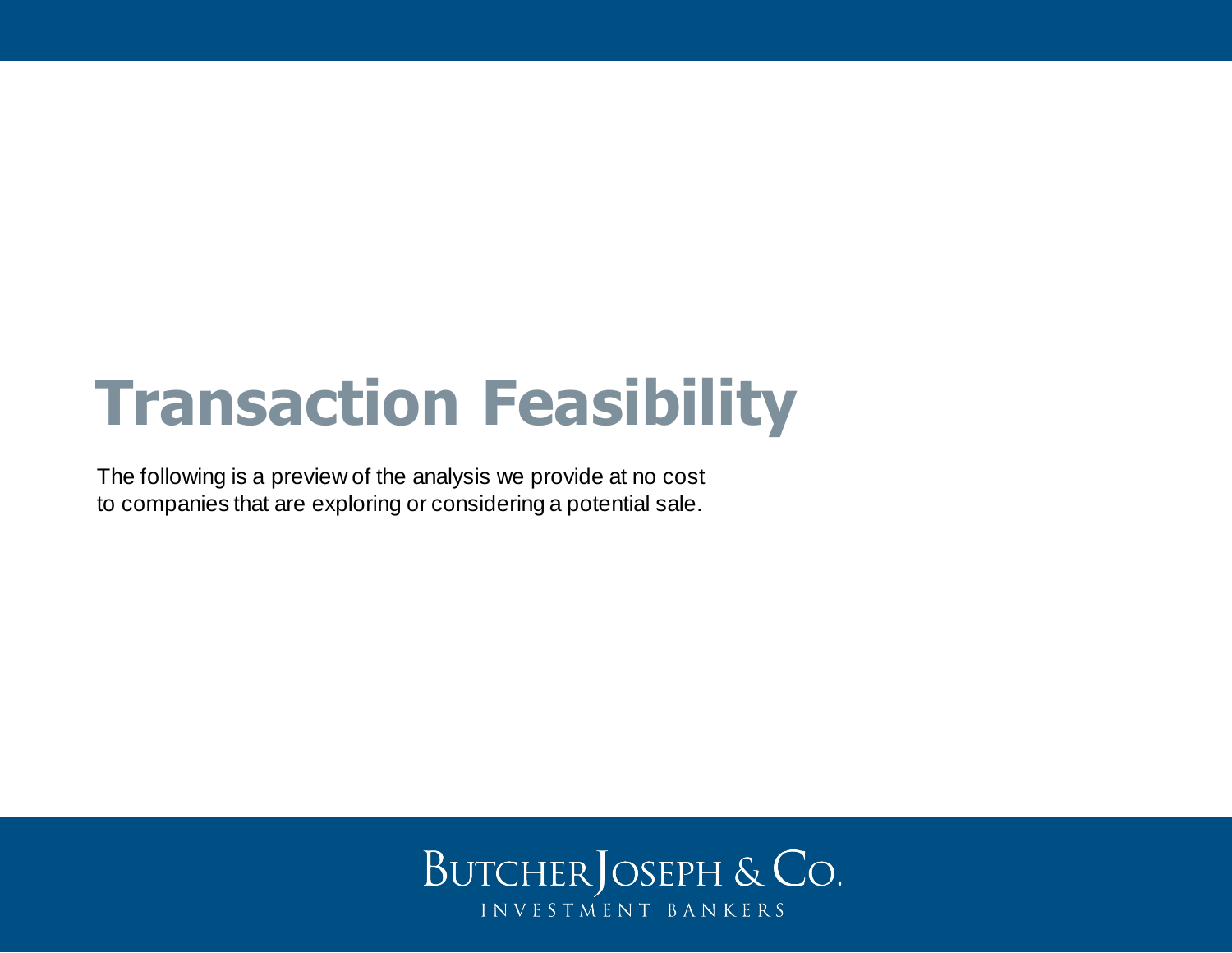# Transaction Feasibility

The following is a preview of the analysis we provide at no cost to companies that are exploring or considering a potential sale.

BUTCHERJOSEPH & CO.
INVESTMENT BANKERS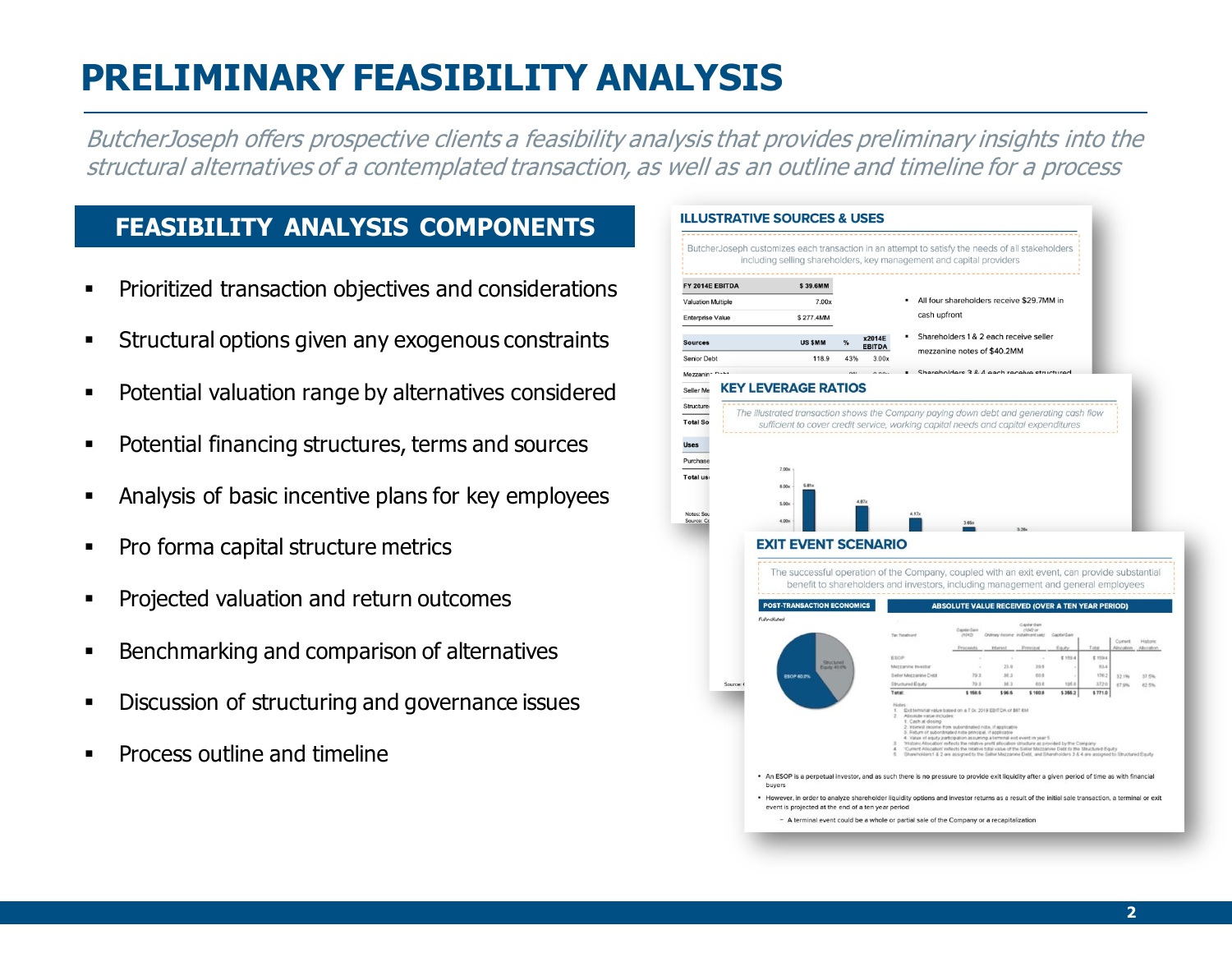# PRELIMINARY FEASIBILITY ANALYSIS

*ButcherJoseph offers prospective clients a feasibility analysis that provides preliminary insights into the structural alternatives of a contemplated transaction, as well as an outline and timeline for a process*

## FEASIBILITY ANALYSIS COMPONENTS

- Prioritized transaction objectives and considerations
- Structural options given any exogenous constraints
- Potential valuation range by alternatives considered
- Potential financing structures, terms and sources
- Analysis of basic incentive plans for key employees
- Pro forma capital structure metrics
- Projected valuation and return outcomes
- Benchmarking and comparison of alternatives
- Discussion of structuring and governance issues
- Process outline and timeline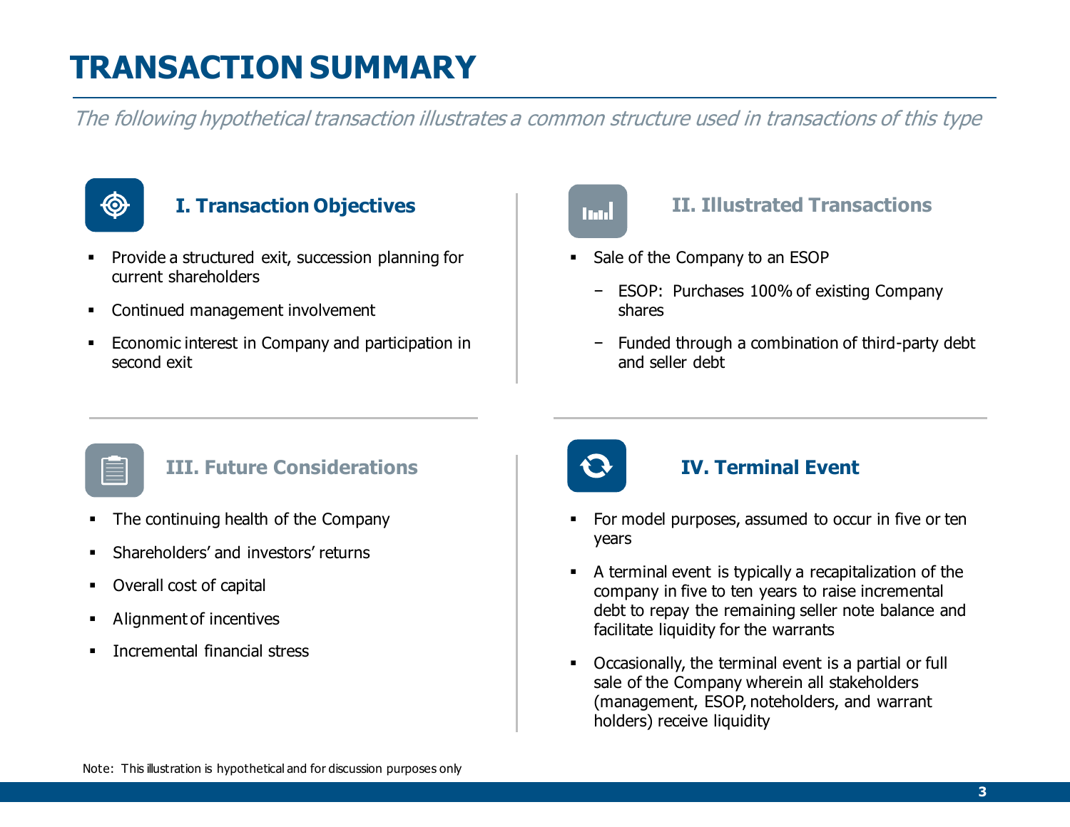# TRANSACTION SUMMARY

*The following hypothetical transaction illustrates a common structure used in transactions of this type*

## I. Transaction Objectives

- Provide a structured exit, succession planning for current shareholders
- Continued management involvement
- Economic interest in Company and participation in second exit

## II. Illustrated Transactions

- Sale of the Company to an ESOP
  - ESOP: Purchases 100% of existing Company shares
  - Funded through a combination of third-party debt and seller debt

## III. Future Considerations

- The continuing health of the Company
- Shareholders' and investors' returns
- Overall cost of capital
- Alignment of incentives
- Incremental financial stress

## IV. Terminal Event

- For model purposes, assumed to occur in five or ten years
- A terminal event is typically a recapitalization of the company in five to ten years to raise incremental debt to repay the remaining seller note balance and facilitate liquidity for the warrants
- Occasionally, the terminal event is a partial or full sale of the Company wherein all stakeholders (management, ESOP, noteholders, and warrant holders) receive liquidity

Note: This illustration is hypothetical and for discussion purposes only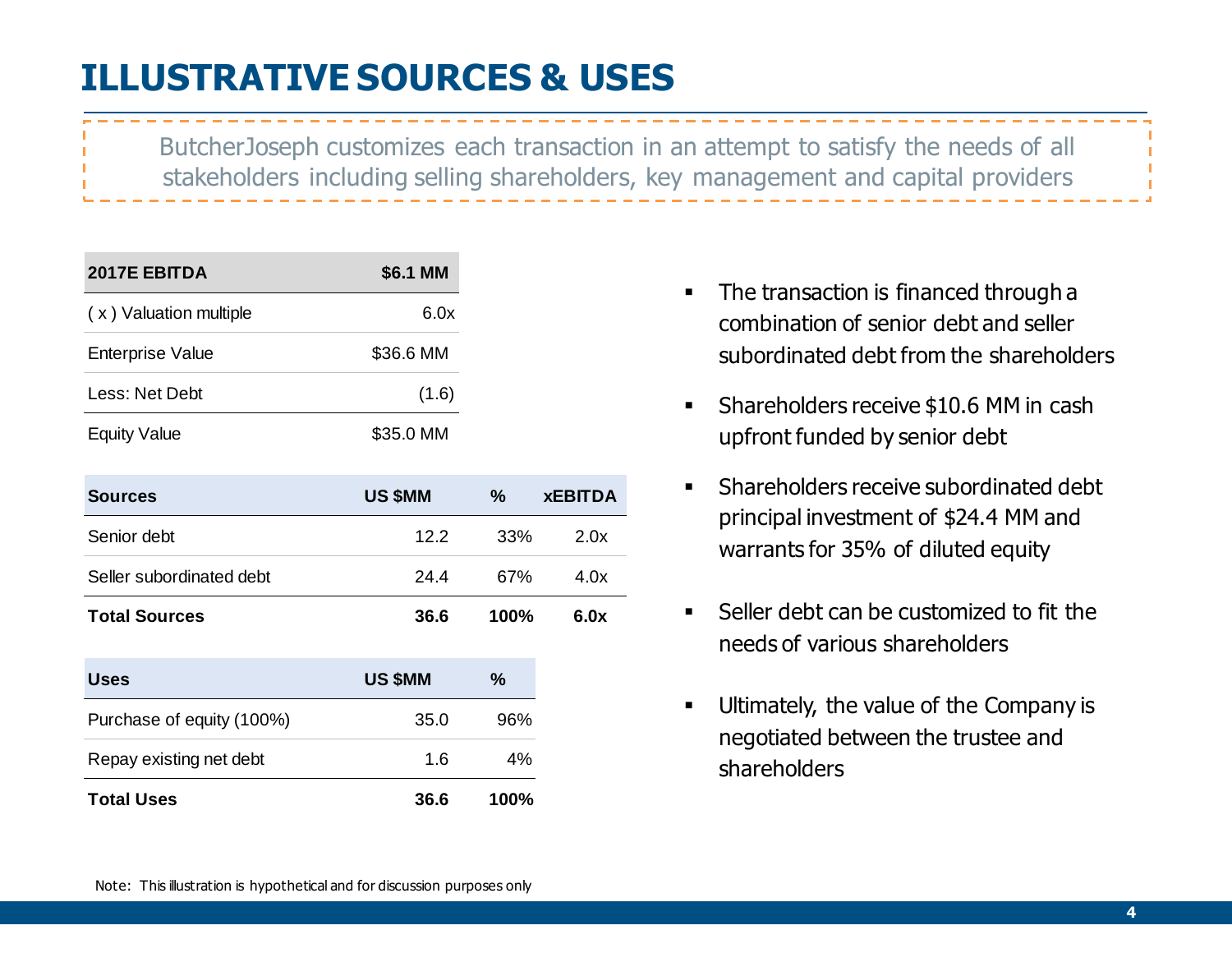# ILLUSTRATIVE SOURCES & USES

ButcherJoseph customizes each transaction in an attempt to satisfy the needs of all stakeholders including selling shareholders, key management and capital providers

| 2017E EBITDA | $6.1 MM |
|---|---|
| ( x ) Valuation multiple | 6.0x |
| Enterprise Value | $36.6 MM |
| Less: Net Debt | (1.6) |
| Equity Value | $35.0 MM |

| Sources | US $MM | % | xEBITDA |
|---|---|---|---|
| Senior debt | 12.2 | 33% | 2.0x |
| Seller subordinated debt | 24.4 | 67% | 4.0x |
| **Total Sources** | **36.6** | **100%** | **6.0x** |

| Uses | US $MM | % |
|---|---|---|
| Purchase of equity (100%) | 35.0 | 96% |
| Repay existing net debt | 1.6 | 4% |
| **Total Uses** | **36.6** | **100%** |

- The transaction is financed through a combination of senior debt and seller subordinated debt from the shareholders
- Shareholders receive $10.6 MM in cash upfront funded by senior debt
- Shareholders receive subordinated debt principal investment of $24.4 MM and warrants for 35% of diluted equity
- Seller debt can be customized to fit the needs of various shareholders
- Ultimately, the value of the Company is negotiated between the trustee and shareholders

Note: This illustration is hypothetical and for discussion purposes only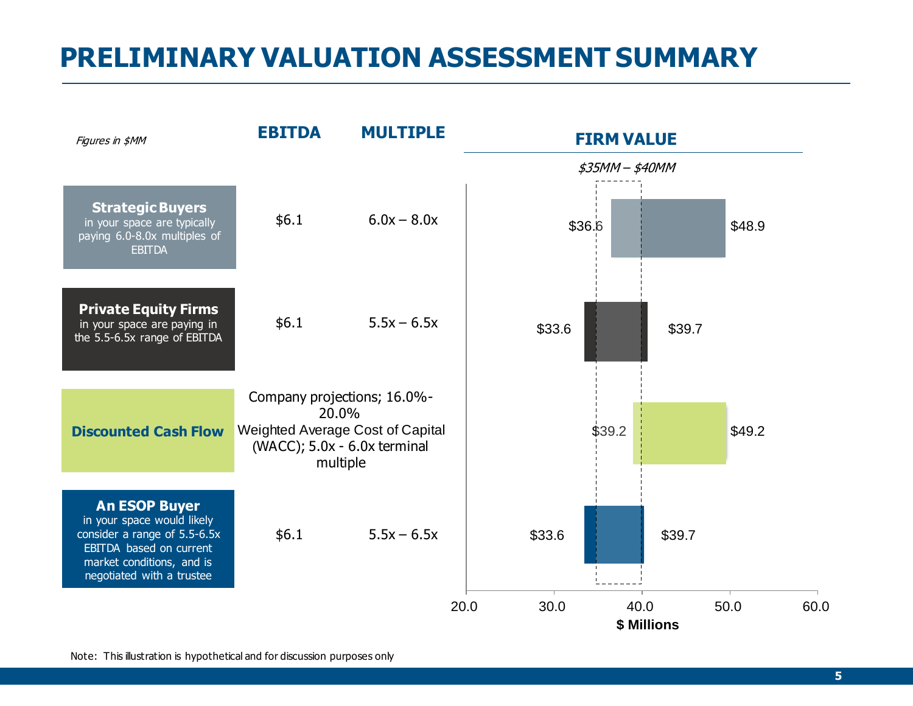# PRELIMINARY VALUATION ASSESSMENT SUMMARY

*Figures in $MM*

| | EBITDA | MULTIPLE | FIRM VALUE (Low) | FIRM VALUE (High) |
|---|---|---|---|---|
| **Strategic Buyers** in your space are typically paying 6.0-8.0x multiples of EBITDA | $6.1 | 6.0x – 8.0x | $36.6 | $48.9 |
| **Private Equity Firms** in your space are paying in the 5.5-6.5x range of EBITDA | $6.1 | 5.5x – 6.5x | $33.6 | $39.7 |
| **Discounted Cash Flow** | Company projections; 16.0%-20.0% Weighted Average Cost of Capital (WACC); 5.0x - 6.0x terminal multiple | | $39.2 | $49.2 |
| **An ESOP Buyer** in your space would likely consider a range of 5.5-6.5x EBITDA based on current market conditions, and is negotiated with a trustee | $6.1 | 5.5x – 6.5x | $33.6 | $39.7 |

**FIRM VALUE**

*$35MM – $40MM*

$ Millions (axis: 20.0, 30.0, 40.0, 50.0, 60.0)

Note: This illustration is hypothetical and for discussion purposes only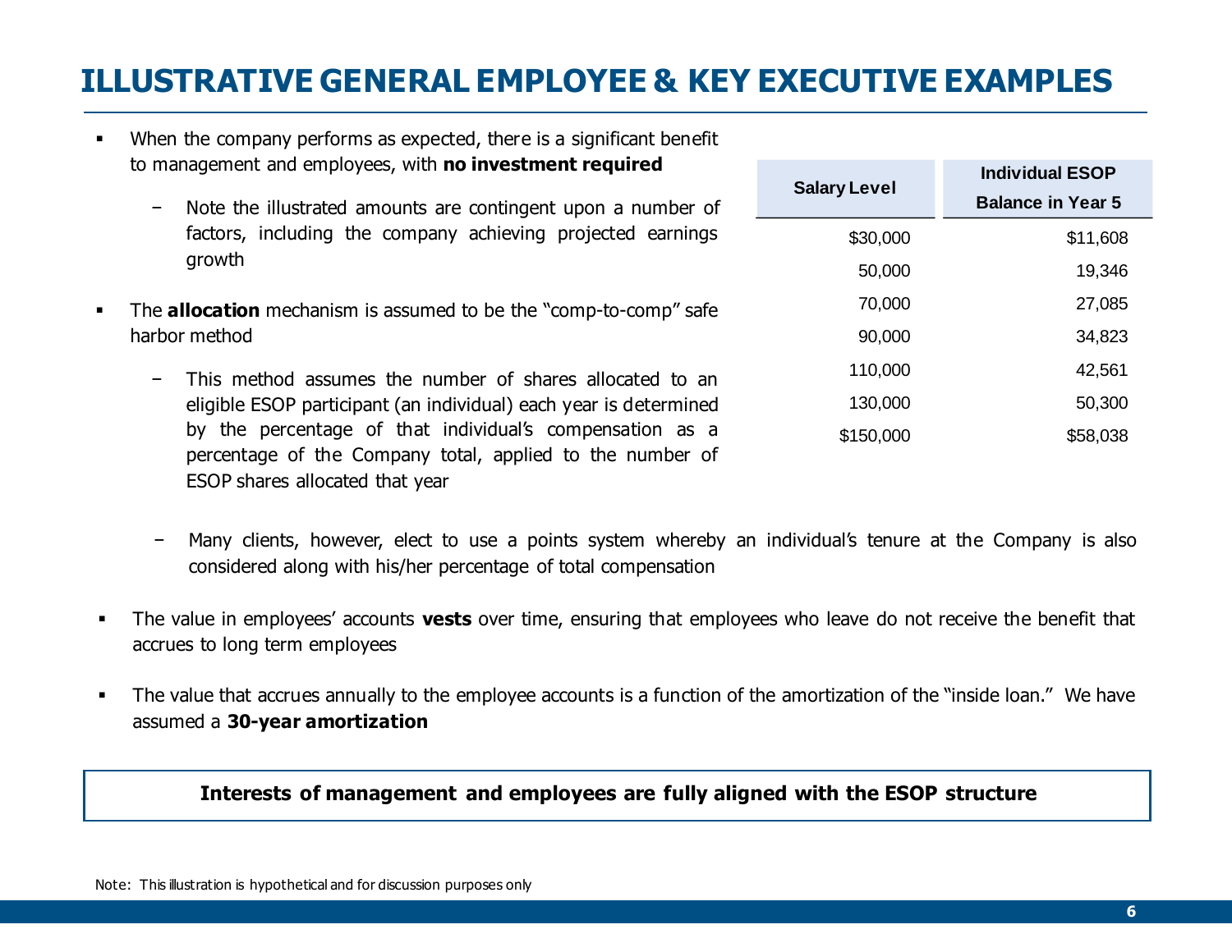# ILLUSTRATIVE GENERAL EMPLOYEE & KEY EXECUTIVE EXAMPLES

- When the company performs as expected, there is a significant benefit to management and employees, with **no investment required**
  - Note the illustrated amounts are contingent upon a number of factors, including the company achieving projected earnings growth
- The **allocation** mechanism is assumed to be the "comp-to-comp" safe harbor method
  - This method assumes the number of shares allocated to an eligible ESOP participant (an individual) each year is determined by the percentage of that individual's compensation as a percentage of the Company total, applied to the number of ESOP shares allocated that year
  - Many clients, however, elect to use a points system whereby an individual's tenure at the Company is also considered along with his/her percentage of total compensation
- The value in employees' accounts **vests** over time, ensuring that employees who leave do not receive the benefit that accrues to long term employees
- The value that accrues annually to the employee accounts is a function of the amortization of the "inside loan." We have assumed a **30-year amortization**

| Salary Level | Individual ESOP Balance in Year 5 |
|---|---|
| $30,000 | $11,608 |
| 50,000 | 19,346 |
| 70,000 | 27,085 |
| 90,000 | 34,823 |
| 110,000 | 42,561 |
| 130,000 | 50,300 |
| $150,000 | $58,038 |

**Interests of management and employees are fully aligned with the ESOP structure**

Note: This illustration is hypothetical and for discussion purposes only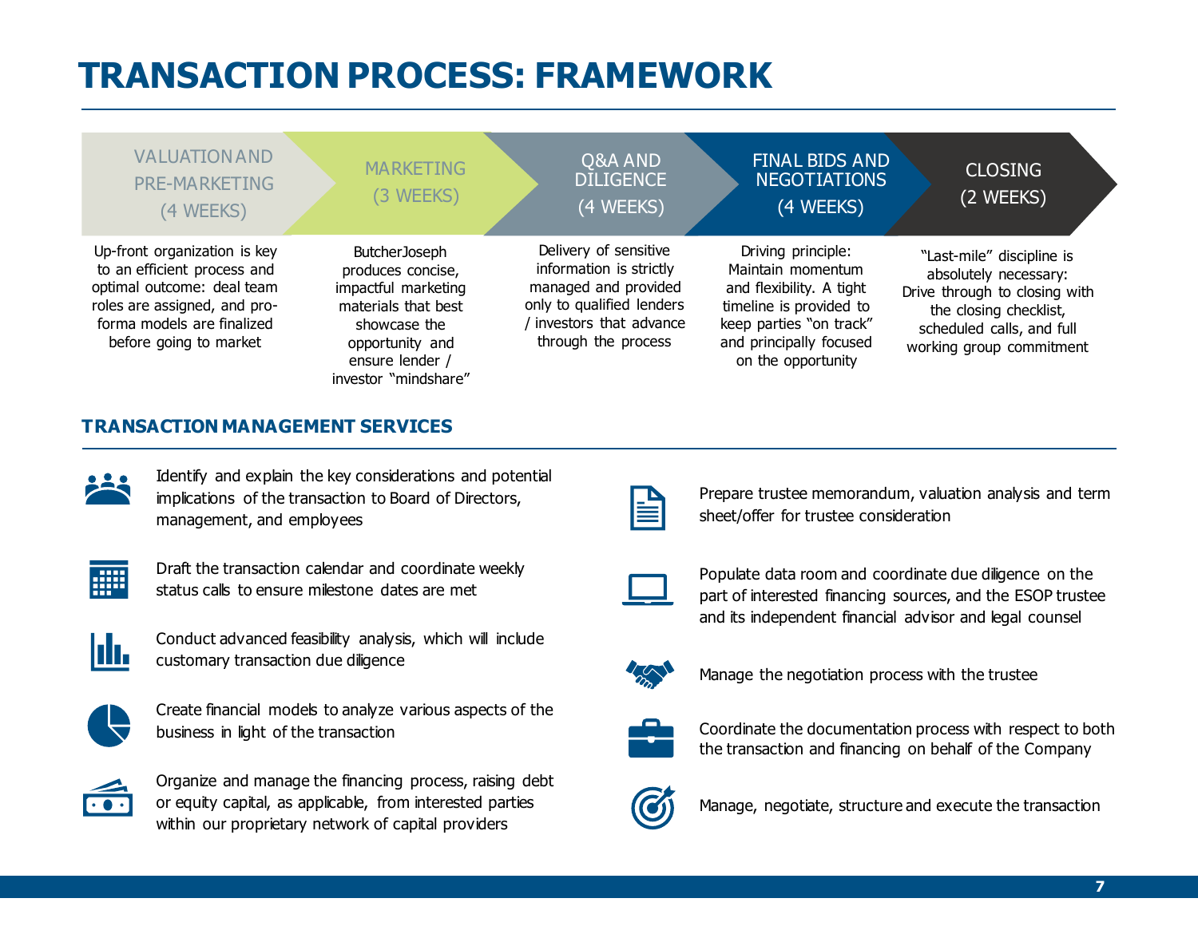# TRANSACTION PROCESS: FRAMEWORK

| VALUATION AND PRE-MARKETING (4 WEEKS) | MARKETING (3 WEEKS) | Q&A AND DILIGENCE (4 WEEKS) | FINAL BIDS AND NEGOTIATIONS (4 WEEKS) | CLOSING (2 WEEKS) |
|---|---|---|---|---|
| Up-front organization is key to an efficient process and optimal outcome: deal team roles are assigned, and pro-forma models are finalized before going to market | ButcherJoseph produces concise, impactful marketing materials that best showcase the opportunity and ensure lender / investor "mindshare" | Delivery of sensitive information is strictly managed and provided only to qualified lenders / investors that advance through the process | Driving principle: Maintain momentum and flexibility. A tight timeline is provided to keep parties "on track" and principally focused on the opportunity | "Last-mile" discipline is absolutely necessary: Drive through to closing with the closing checklist, scheduled calls, and full working group commitment |

## TRANSACTION MANAGEMENT SERVICES

- Identify and explain the key considerations and potential implications of the transaction to Board of Directors, management, and employees
- Draft the transaction calendar and coordinate weekly status calls to ensure milestone dates are met
- Conduct advanced feasibility analysis, which will include customary transaction due diligence
- Create financial models to analyze various aspects of the business in light of the transaction
- Organize and manage the financing process, raising debt or equity capital, as applicable, from interested parties within our proprietary network of capital providers
- Prepare trustee memorandum, valuation analysis and term sheet/offer for trustee consideration
- Populate data room and coordinate due diligence on the part of interested financing sources, and the ESOP trustee and its independent financial advisor and legal counsel
- Manage the negotiation process with the trustee
- Coordinate the documentation process with respect to both the transaction and financing on behalf of the Company
- Manage, negotiate, structure and execute the transaction